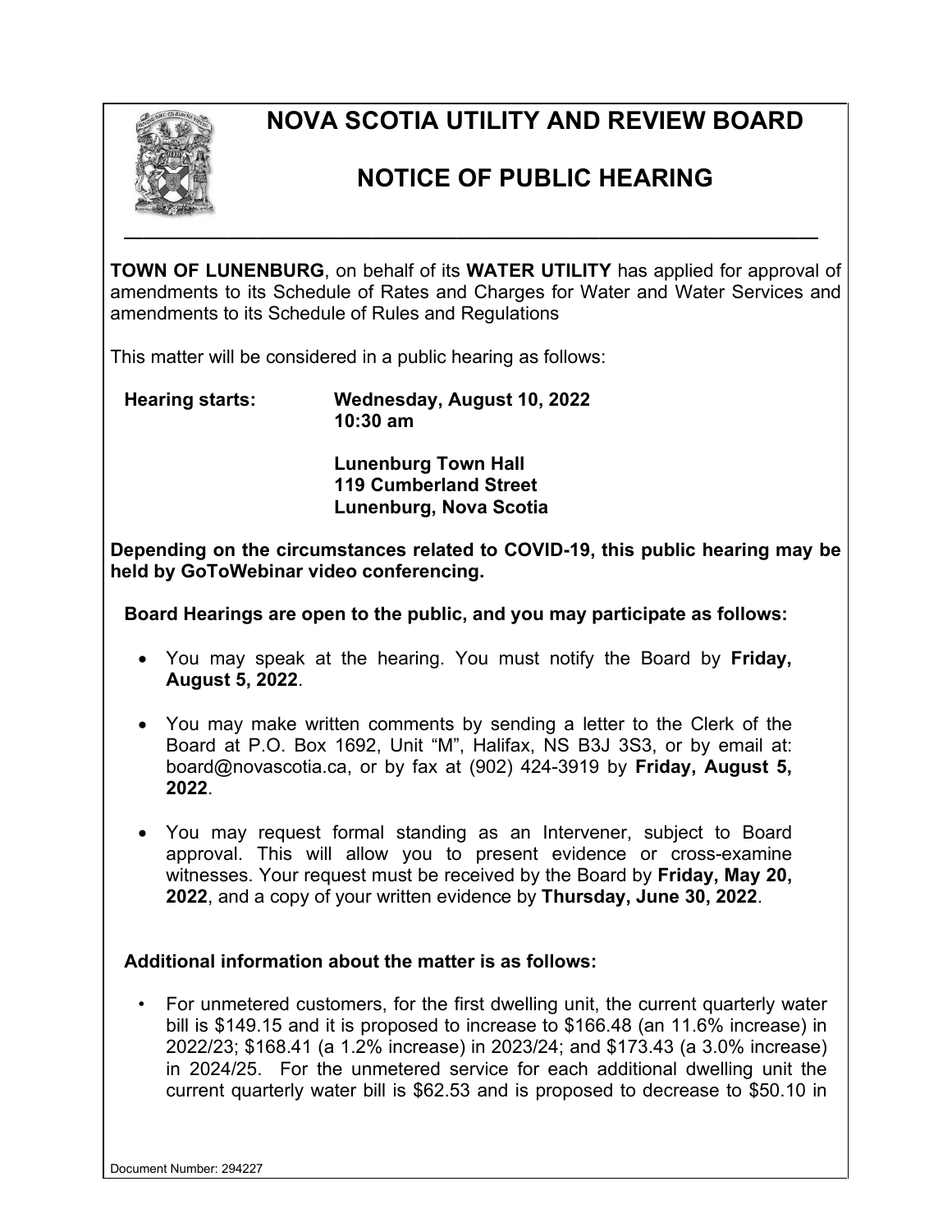# NOVA SCOTIA UTILITY AND REVIEW BOARD

# NOTICE OF PUBLIC HEARING

---

**TOWN OF LUNENBURG**, on behalf of its **WATER UTILITY** has applied for approval of amendments to its Schedule of Rates and Charges for Water and Water Services and amendments to its Schedule of Rules and Regulations

This matter will be considered in a public hearing as follows:

**Hearing starts:** **Wednesday, August 10, 2022**
**10:30 am**

**Lunenburg Town Hall**
**119 Cumberland Street**
**Lunenburg, Nova Scotia**

**Depending on the circumstances related to COVID-19, this public hearing may be held by GoToWebinar video conferencing.**

**Board Hearings are open to the public, and you may participate as follows:**

- You may speak at the hearing. You must notify the Board by **Friday, August 5, 2022**.
- You may make written comments by sending a letter to the Clerk of the Board at P.O. Box 1692, Unit "M", Halifax, NS B3J 3S3, or by email at: board@novascotia.ca, or by fax at (902) 424-3919 by **Friday, August 5, 2022**.
- You may request formal standing as an Intervener, subject to Board approval. This will allow you to present evidence or cross-examine witnesses. Your request must be received by the Board by **Friday, May 20, 2022**, and a copy of your written evidence by **Thursday, June 30, 2022**.

**Additional information about the matter is as follows:**

- For unmetered customers, for the first dwelling unit, the current quarterly water bill is $149.15 and it is proposed to increase to $166.48 (an 11.6% increase) in 2022/23; $168.41 (a 1.2% increase) in 2023/24; and $173.43 (a 3.0% increase) in 2024/25. For the unmetered service for each additional dwelling unit the current quarterly water bill is $62.53 and is proposed to decrease to $50.10 in

Document Number: 294227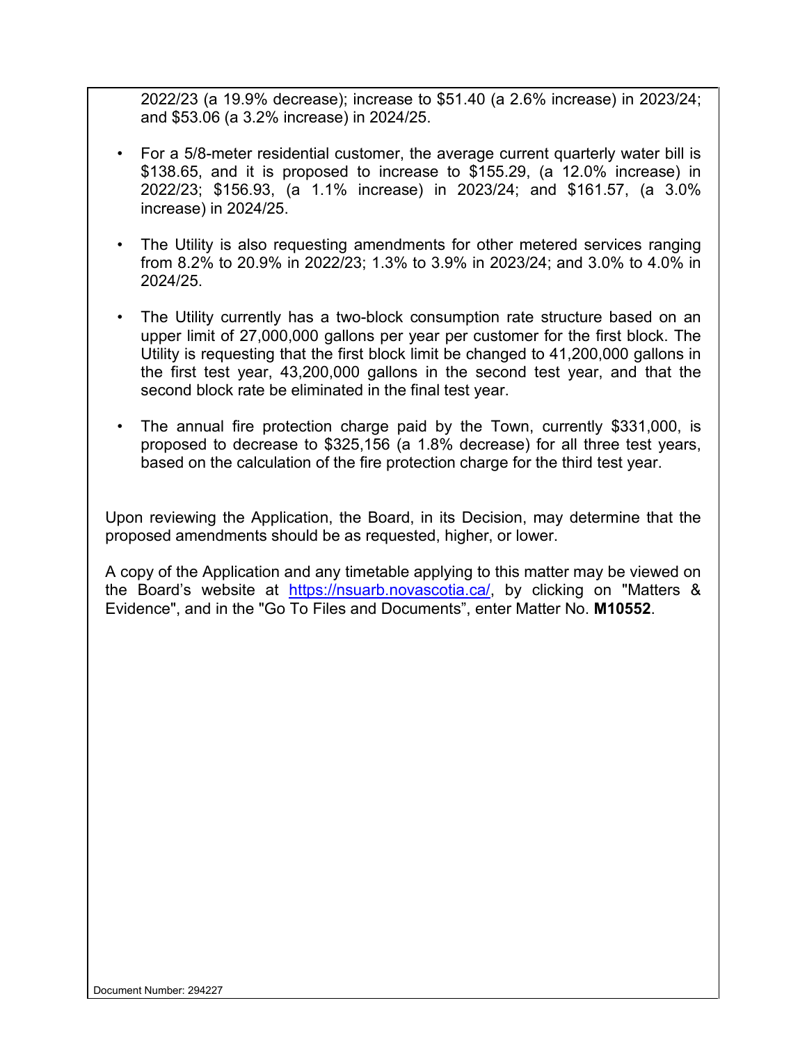2022/23 (a 19.9% decrease); increase to $51.40 (a 2.6% increase) in 2023/24; and $53.06 (a 3.2% increase) in 2024/25.

- For a 5/8-meter residential customer, the average current quarterly water bill is $138.65, and it is proposed to increase to $155.29, (a 12.0% increase) in 2022/23; $156.93, (a 1.1% increase) in 2023/24; and $161.57, (a 3.0% increase) in 2024/25.

- The Utility is also requesting amendments for other metered services ranging from 8.2% to 20.9% in 2022/23; 1.3% to 3.9% in 2023/24; and 3.0% to 4.0% in 2024/25.

- The Utility currently has a two-block consumption rate structure based on an upper limit of 27,000,000 gallons per year per customer for the first block. The Utility is requesting that the first block limit be changed to 41,200,000 gallons in the first test year, 43,200,000 gallons in the second test year, and that the second block rate be eliminated in the final test year.

- The annual fire protection charge paid by the Town, currently $331,000, is proposed to decrease to $325,156 (a 1.8% decrease) for all three test years, based on the calculation of the fire protection charge for the third test year.

Upon reviewing the Application, the Board, in its Decision, may determine that the proposed amendments should be as requested, higher, or lower.

A copy of the Application and any timetable applying to this matter may be viewed on the Board's website at https://nsuarb.novascotia.ca/, by clicking on "Matters & Evidence", and in the "Go To Files and Documents", enter Matter No. **M10552**.

Document Number: 294227